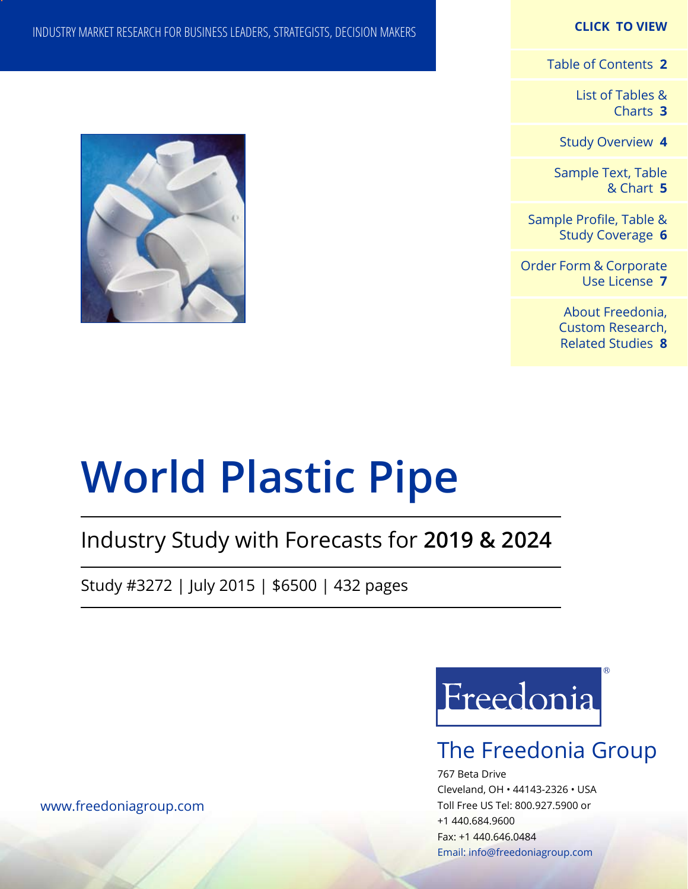INDUSTRY MARKET RESEARCH FOR BUSINESS LEADERS, STRATEGISTS, DECISION MAKERS

**CLICK TO VIEW**

Table of Contents **2**

List of Tables & Charts **3**

Study Overview **4**

Sample Text, Table & Chart **5**

Sample Profile, Table & Study Coverage **6**

Order Form & Corporate Use License **7**

About Freedonia, Custom Research, Related Studies **8**

# World Plastic Pipe

## Industry Study with Forecasts for **2019 & 2024**

Study #3272 | July 2015 | $6500 | 432 pages

Freedonia®

The Freedonia Group

767 Beta Drive
Cleveland, OH • 44143-2326 • USA
Toll Free US Tel: 800.927.5900 or
+1 440.684.9600
Fax: +1 440.646.0484
Email: info@freedoniagroup.com

www.freedoniagroup.com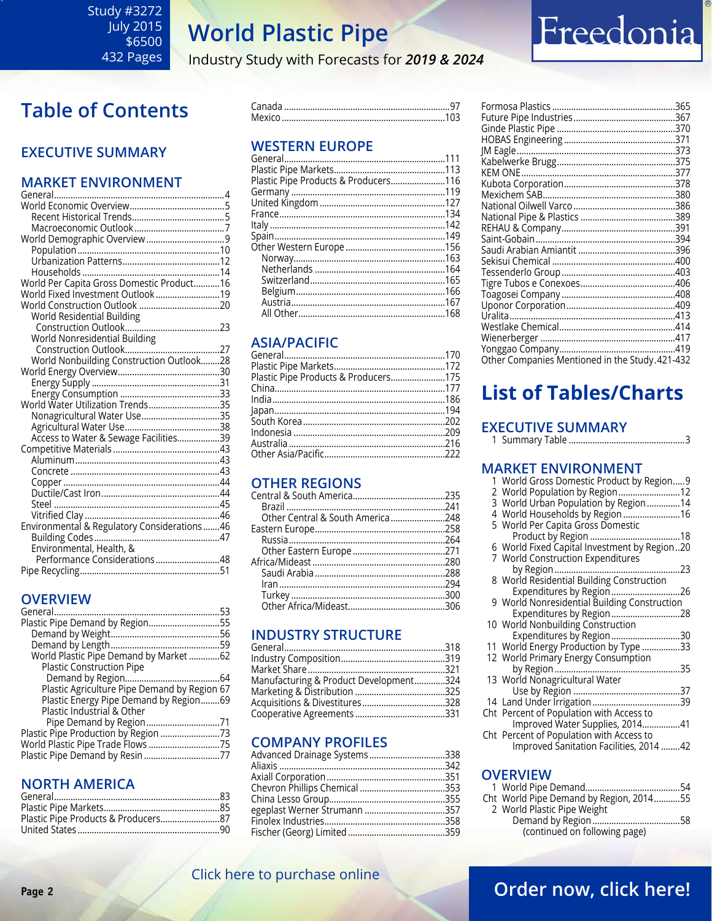Study #3272
July 2015
$6500
432 Pages

# World Plastic Pipe

Industry Study with Forecasts for ***2019 & 2024***

Freedonia

# Table of Contents

## EXECUTIVE SUMMARY

## MARKET ENVIRONMENT

General........4
World Economic Overview........5
- Recent Historical Trends........5
- Macroeconomic Outlook........7

World Demographic Overview........9
- Population........10
- Urbanization Patterns........12
- Households........14

World Per Capita Gross Domestic Product........16
World Fixed Investment Outlook........19
World Construction Outlook........20
- World Residential Building Construction Outlook........23
- World Nonresidential Building Construction Outlook........27
- World Nonbuilding Construction Outlook........28

World Energy Overview........30
- Energy Supply........31
- Energy Consumption........33

World Water Utilization Trends........35
- Nonagricultural Water Use........35
- Agricultural Water Use........38
- Access to Water & Sewage Facilities........39

Competitive Materials........43
- Aluminum........43
- Concrete........43
- Copper........44
- Ductile/Cast Iron........44
- Steel........45
- Vitrified Clay........46

Environmental & Regulatory Considerations........46
- Building Codes........47
- Environmental, Health, & Performance Considerations........48

Pipe Recycling........51

## OVERVIEW

General........53
Plastic Pipe Demand by Region........55
- Demand by Weight........56
- Demand by Length........59
- World Plastic Pipe Demand by Market........62
  - Plastic Construction Pipe Demand by Region........64
  - Plastic Agriculture Pipe Demand by Region........67
  - Plastic Energy Pipe Demand by Region........69
  - Plastic Industrial & Other Pipe Demand by Region........71

Plastic Pipe Production by Region........73
World Plastic Pipe Trade Flows........75
Plastic Pipe Demand by Resin........77

## NORTH AMERICA

General........83
Plastic Pipe Markets........85
Plastic Pipe Products & Producers........87
United States........90
Canada........97
Mexico........103

## WESTERN EUROPE

General........111
Plastic Pipe Markets........113
Plastic Pipe Products & Producers........116
Germany........119
United Kingdom........127
France........134
Italy........142
Spain........149
Other Western Europe........156
- Norway........163
- Netherlands........164
- Switzerland........165
- Belgium........166
- Austria........167
- All Other........168

## ASIA/PACIFIC

General........170
Plastic Pipe Markets........172
Plastic Pipe Products & Producers........175
China........177
India........186
Japan........194
South Korea........202
Indonesia........209
Australia........216
Other Asia/Pacific........222

## OTHER REGIONS

Central & South America........235
- Brazil........241
- Other Central & South America........248

Eastern Europe........258
- Russia........264
- Other Eastern Europe........271

Africa/Mideast........280
- Saudi Arabia........288
- Iran........294
- Turkey........300
- Other Africa/Mideast........306

## INDUSTRY STRUCTURE

General........318
Industry Composition........319
Market Share........321
Manufacturing & Product Development........324
Marketing & Distribution........325
Acquisitions & Divestitures........328
Cooperative Agreements........331

## COMPANY PROFILES

Advanced Drainage Systems........338
Aliaxis........342
Axiall Corporation........351
Chevron Phillips Chemical........353
China Lesso Group........355
egeplast Werner Strumann........357
Finolex Industries........358
Fischer (Georg) Limited........359
Formosa Plastics........365
Future Pipe Industries........367
Ginde Plastic Pipe........370
HOBAS Engineering........371
JM Eagle........373
Kabelwerke Brugg........375
KEM ONE........377
Kubota Corporation........378
Mexichem SAB........380
National Oilwell Varco........386
National Pipe & Plastics........389
REHAU & Company........391
Saint-Gobain........394
Saudi Arabian Amiantit........396
Sekisui Chemical........400
Tessenderlo Group........403
Tigre Tubos e Conexoes........406
Toagosei Company........408
Uponor Corporation........409
Uralita........413
Westlake Chemical........414
Wienerberger........417
Yonggao Company........419
Other Companies Mentioned in the Study.421-432

# List of Tables/Charts

## EXECUTIVE SUMMARY

1 Summary Table........3

## MARKET ENVIRONMENT

1 World Gross Domestic Product by Region.....9
2 World Population by Region........12
3 World Urban Population by Region........14
4 World Households by Region........16
5 World Per Capita Gross Domestic Product by Region........18
6 World Fixed Capital Investment by Region..20
7 World Construction Expenditures by Region........23
8 World Residential Building Construction Expenditures by Region........26
9 World Nonresidential Building Construction Expenditures by Region........28
10 World Nonbuilding Construction Expenditures by Region........30
11 World Energy Production by Type........33
12 World Primary Energy Consumption by Region........35
13 World Nonagricultural Water Use by Region........37
14 Land Under Irrigation........39
Cht Percent of Population with Access to Improved Water Supplies, 2014........41
Cht Percent of Population with Access to Improved Sanitation Facilities, 2014........42

## OVERVIEW

1 World Pipe Demand........54
Cht World Pipe Demand by Region, 2014........55
2 World Plastic Pipe Weight Demand by Region........58

(continued on following page)

Click here to purchase online

Order now, click here!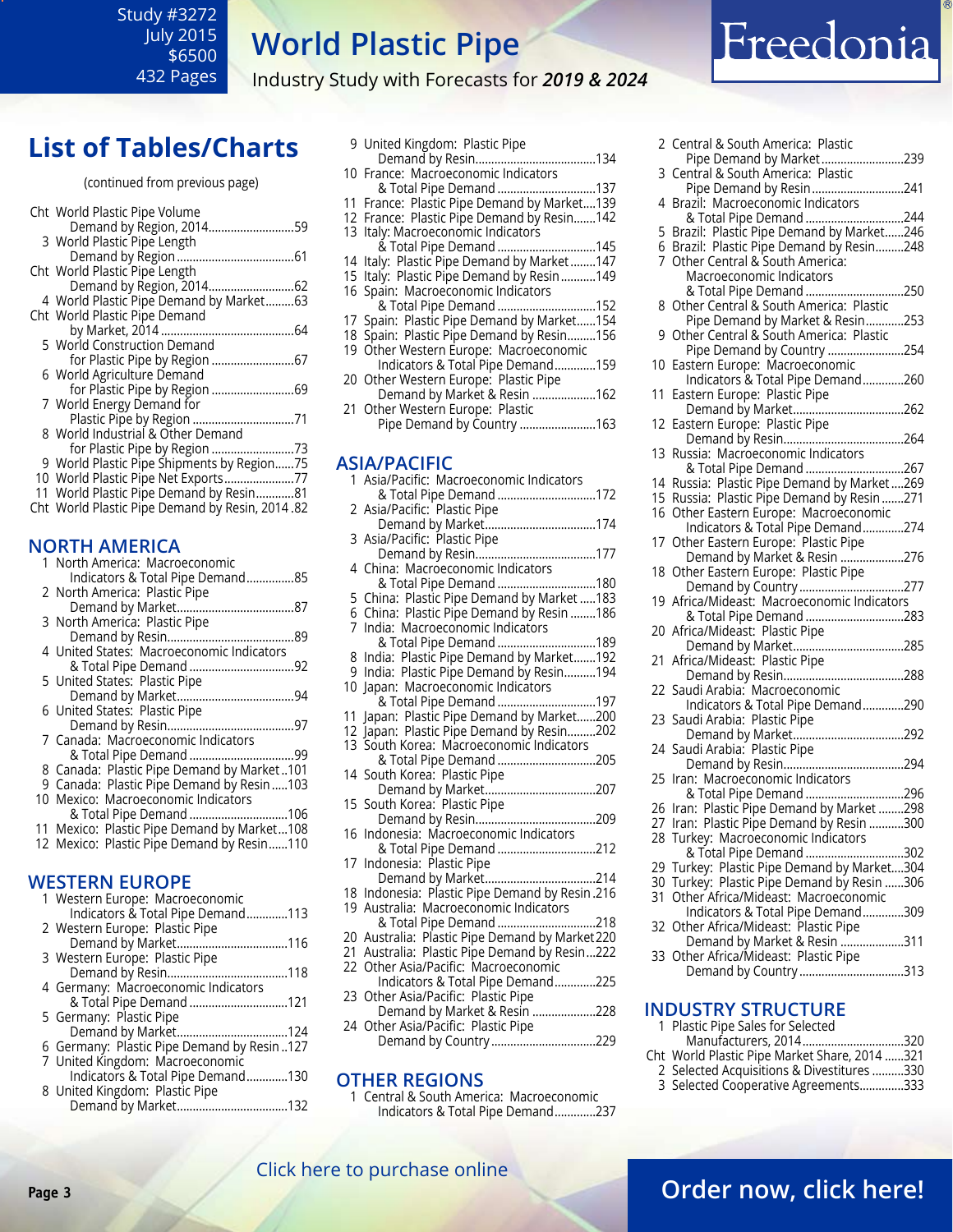Study #3272
July 2015
$6500
432 Pages

# World Plastic Pipe

Industry Study with Forecasts for ***2019 & 2024***

Freedonia

## List of Tables/Charts

(continued from previous page)

Cht World Plastic Pipe Volume Demand by Region, 2014...........................59
3 World Plastic Pipe Length Demand by Region.....................................61
Cht World Plastic Pipe Length Demand by Region, 2014...........................62
4 World Plastic Pipe Demand by Market.........63
Cht World Plastic Pipe Demand by Market, 2014..........................................64
5 World Construction Demand for Plastic Pipe by Region..........................67
6 World Agriculture Demand for Plastic Pipe by Region..........................69
7 World Energy Demand for Plastic Pipe by Region................................71
8 World Industrial & Other Demand for Plastic Pipe by Region..........................73
9 World Plastic Pipe Shipments by Region......75
10 World Plastic Pipe Net Exports......................77
11 World Plastic Pipe Demand by Resin............81
Cht World Plastic Pipe Demand by Resin, 2014.82

## NORTH AMERICA

1 North America: Macroeconomic Indicators & Total Pipe Demand...............85
2 North America: Plastic Pipe Demand by Market.....................................87
3 North America: Plastic Pipe Demand by Resin........................................89
4 United States: Macroeconomic Indicators & Total Pipe Demand.................................92
5 United States: Plastic Pipe Demand by Market.....................................94
6 United States: Plastic Pipe Demand by Resin........................................97
7 Canada: Macroeconomic Indicators & Total Pipe Demand.................................99
8 Canada: Plastic Pipe Demand by Market..101
9 Canada: Plastic Pipe Demand by Resin.....103
10 Mexico: Macroeconomic Indicators & Total Pipe Demand...............................106
11 Mexico: Plastic Pipe Demand by Market....108
12 Mexico: Plastic Pipe Demand by Resin......110

## WESTERN EUROPE

1 Western Europe: Macroeconomic Indicators & Total Pipe Demand.............113
2 Western Europe: Plastic Pipe Demand by Market...................................116
3 Western Europe: Plastic Pipe Demand by Resin......................................118
4 Germany: Macroeconomic Indicators & Total Pipe Demand...............................121
5 Germany: Plastic Pipe Demand by Market...................................124
6 Germany: Plastic Pipe Demand by Resin ..127
7 United Kingdom: Macroeconomic Indicators & Total Pipe Demand.............130
8 United Kingdom: Plastic Pipe Demand by Market...................................132
9 United Kingdom: Plastic Pipe Demand by Resin......................................134
10 France: Macroeconomic Indicators & Total Pipe Demand...............................137
11 France: Plastic Pipe Demand by Market....139
12 France: Plastic Pipe Demand by Resin.......142
13 Italy: Macroeconomic Indicators & Total Pipe Demand...............................145
14 Italy: Plastic Pipe Demand by Market........147
15 Italy: Plastic Pipe Demand by Resin...........149
16 Spain: Macroeconomic Indicators & Total Pipe Demand...............................152
17 Spain: Plastic Pipe Demand by Market......154
18 Spain: Plastic Pipe Demand by Resin.........156
19 Other Western Europe: Macroeconomic Indicators & Total Pipe Demand.............159
20 Other Western Europe: Plastic Pipe Demand by Market & Resin....................162
21 Other Western Europe: Plastic Pipe Demand by Country........................163

## ASIA/PACIFIC

1 Asia/Pacific: Macroeconomic Indicators & Total Pipe Demand...............................172
2 Asia/Pacific: Plastic Pipe Demand by Market...................................174
3 Asia/Pacific: Plastic Pipe Demand by Resin......................................177
4 China: Macroeconomic Indicators & Total Pipe Demand...............................180
5 China: Plastic Pipe Demand by Market .....183
6 China: Plastic Pipe Demand by Resin ........186
7 India: Macroeconomic Indicators & Total Pipe Demand...............................189
8 India: Plastic Pipe Demand by Market.......192
9 India: Plastic Pipe Demand by Resin..........194
10 Japan: Macroeconomic Indicators & Total Pipe Demand...............................197
11 Japan: Plastic Pipe Demand by Market......200
12 Japan: Plastic Pipe Demand by Resin.........202
13 South Korea: Macroeconomic Indicators & Total Pipe Demand...............................205
14 South Korea: Plastic Pipe Demand by Market...................................207
15 South Korea: Plastic Pipe Demand by Resin......................................209
16 Indonesia: Macroeconomic Indicators & Total Pipe Demand...............................212
17 Indonesia: Plastic Pipe Demand by Market...................................214
18 Indonesia: Plastic Pipe Demand by Resin .216
19 Australia: Macroeconomic Indicators & Total Pipe Demand...............................218
20 Australia: Plastic Pipe Demand by Market 220
21 Australia: Plastic Pipe Demand by Resin...222
22 Other Asia/Pacific: Macroeconomic Indicators & Total Pipe Demand.............225
23 Other Asia/Pacific: Plastic Pipe Demand by Market & Resin....................228
24 Other Asia/Pacific: Plastic Pipe Demand by Country.................................229

## OTHER REGIONS

1 Central & South America: Macroeconomic Indicators & Total Pipe Demand.............237
2 Central & South America: Plastic Pipe Demand by Market..........................239
3 Central & South America: Plastic Pipe Demand by Resin.............................241
4 Brazil: Macroeconomic Indicators & Total Pipe Demand...............................244
5 Brazil: Plastic Pipe Demand by Market.......246
6 Brazil: Plastic Pipe Demand by Resin.........248
7 Other Central & South America: Macroeconomic Indicators & Total Pipe Demand...............................250
8 Other Central & South America: Plastic Pipe Demand by Market & Resin............253
9 Other Central & South America: Plastic Pipe Demand by Country........................254
10 Eastern Europe: Macroeconomic Indicators & Total Pipe Demand.............260
11 Eastern Europe: Plastic Pipe Demand by Market...................................262
12 Eastern Europe: Plastic Pipe Demand by Resin......................................264
13 Russia: Macroeconomic Indicators & Total Pipe Demand...............................267
14 Russia: Plastic Pipe Demand by Market....269
15 Russia: Plastic Pipe Demand by Resin.......271
16 Other Eastern Europe: Macroeconomic Indicators & Total Pipe Demand.............274
17 Other Eastern Europe: Plastic Pipe Demand by Market & Resin....................276
18 Other Eastern Europe: Plastic Pipe Demand by Country.................................277
19 Africa/Mideast: Macroeconomic Indicators & Total Pipe Demand...............................283
20 Africa/Mideast: Plastic Pipe Demand by Market...................................285
21 Africa/Mideast: Plastic Pipe Demand by Resin......................................288
22 Saudi Arabia: Macroeconomic Indicators & Total Pipe Demand.............290
23 Saudi Arabia: Plastic Pipe Demand by Market...................................292
24 Saudi Arabia: Plastic Pipe Demand by Resin......................................294
25 Iran: Macroeconomic Indicators & Total Pipe Demand...............................296
26 Iran: Plastic Pipe Demand by Market ........298
27 Iran: Plastic Pipe Demand by Resin ...........300
28 Turkey: Macroeconomic Indicators & Total Pipe Demand...............................302
29 Turkey: Plastic Pipe Demand by Market....304
30 Turkey: Plastic Pipe Demand by Resin ......306
31 Other Africa/Mideast: Macroeconomic Indicators & Total Pipe Demand.............309
32 Other Africa/Mideast: Plastic Pipe Demand by Market & Resin....................311
33 Other Africa/Mideast: Plastic Pipe Demand by Country.................................313

## INDUSTRY STRUCTURE

1 Plastic Pipe Sales for Selected Manufacturers, 2014................................320
Cht World Plastic Pipe Market Share, 2014 ......321
2 Selected Acquisitions & Divestitures ..........330
3 Selected Cooperative Agreements..............333

Click here to purchase online

Order now, click here!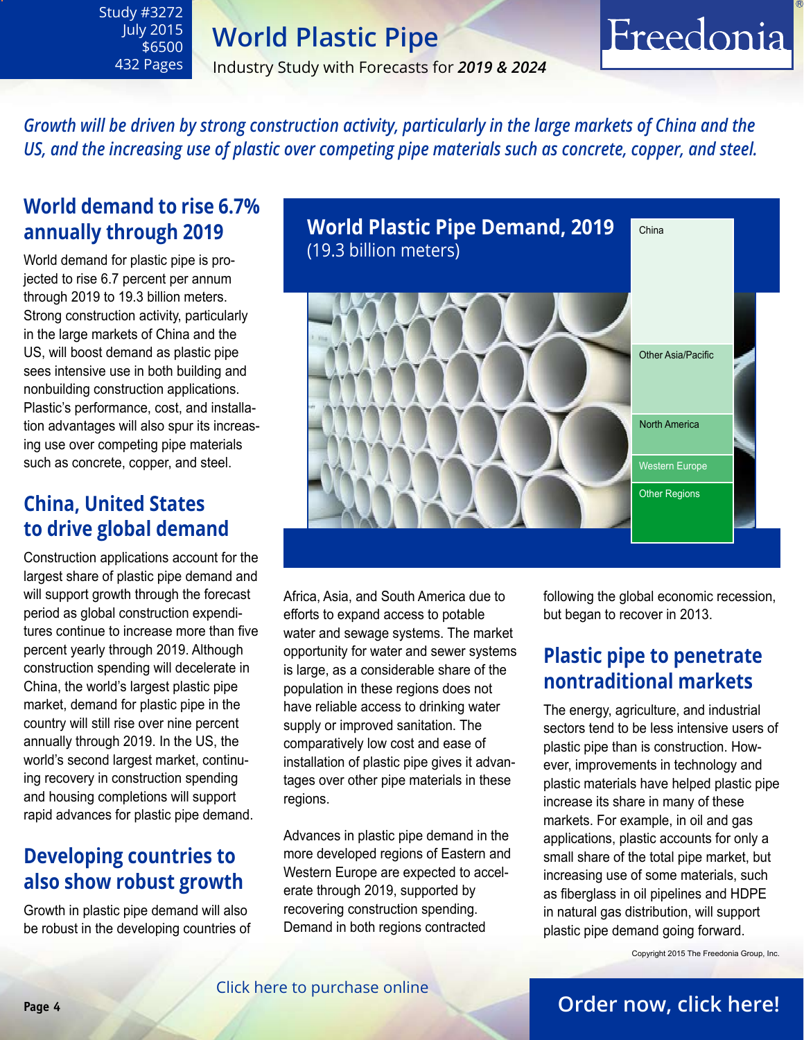Study #3272
July 2015
$6500
432 Pages

# World Plastic Pipe

Industry Study with Forecasts for ***2019 & 2024***

*Growth will be driven by strong construction activity, particularly in the large markets of China and the US, and the increasing use of plastic over competing pipe materials such as concrete, copper, and steel.*

## World demand to rise 6.7% annually through 2019

World demand for plastic pipe is projected to rise 6.7 percent per annum through 2019 to 19.3 billion meters. Strong construction activity, particularly in the large markets of China and the US, will boost demand as plastic pipe sees intensive use in both building and nonbuilding construction applications. Plastic's performance, cost, and installation advantages will also spur its increasing use over competing pipe materials such as concrete, copper, and steel.

**World Plastic Pipe Demand, 2019**
(19.3 billion meters)

China
Other Asia/Pacific
North America
Western Europe
Other Regions

## China, United States to drive global demand

Construction applications account for the largest share of plastic pipe demand and will support growth through the forecast period as global construction expenditures continue to increase more than five percent yearly through 2019. Although construction spending will decelerate in China, the world's largest plastic pipe market, demand for plastic pipe in the country will still rise over nine percent annually through 2019. In the US, the world's second largest market, continuing recovery in construction spending and housing completions will support rapid advances for plastic pipe demand.

## Developing countries to also show robust growth

Growth in plastic pipe demand will also be robust in the developing countries of Africa, Asia, and South America due to efforts to expand access to potable water and sewage systems. The market opportunity for water and sewer systems is large, as a considerable share of the population in these regions does not have reliable access to drinking water supply or improved sanitation. The comparatively low cost and ease of installation of plastic pipe gives it advantages over other pipe materials in these regions.

Advances in plastic pipe demand in the more developed regions of Eastern and Western Europe are expected to accelerate through 2019, supported by recovering construction spending. Demand in both regions contracted following the global economic recession, but began to recover in 2013.

## Plastic pipe to penetrate nontraditional markets

The energy, agriculture, and industrial sectors tend to be less intensive users of plastic pipe than is construction. However, improvements in technology and plastic materials have helped plastic pipe increase its share in many of these markets. For example, in oil and gas applications, plastic accounts for only a small share of the total pipe market, but increasing use of some materials, such as fiberglass in oil pipelines and HDPE in natural gas distribution, will support plastic pipe demand going forward.

Copyright 2015 The Freedonia Group, Inc.

Click here to purchase online

Order now, click here!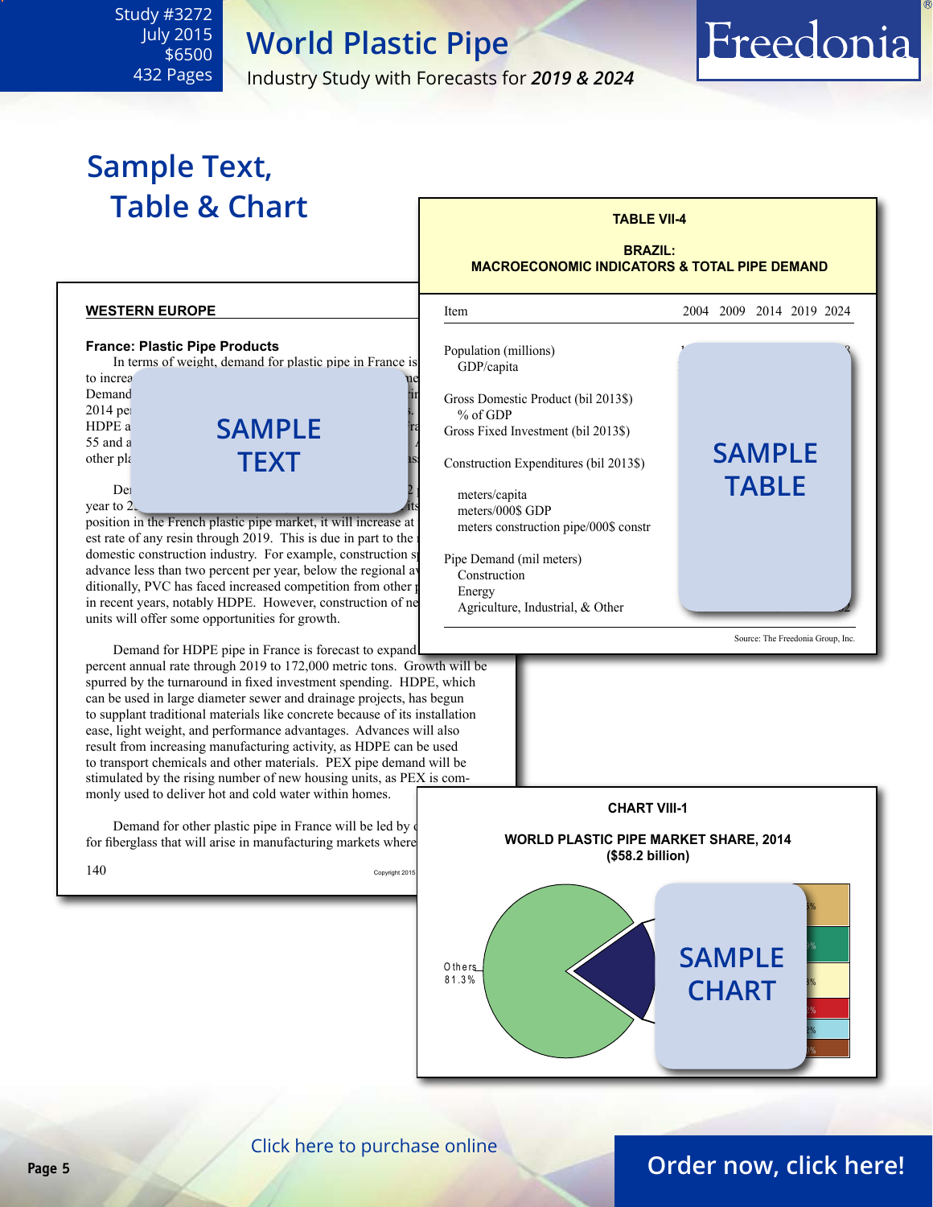Study #3272
July 2015
$6500
432 Pages

# World Plastic Pipe

Industry Study with Forecasts for *2019 & 2024*

## Sample Text, Table & Chart

### WESTERN EUROPE

**France: Plastic Pipe Products**

In terms of weight, demand for plastic pipe in France is ... to increa... Demand ... 2014 pe... HDPE a... 55 and a... other pl...

SAMPLE TEXT

De... year to 2... position in the French plastic pipe market, it will increase at ... est rate of any resin through 2019. This is due in part to the ... domestic construction industry. For example, construction s... advance less than two percent per year, below the regional a... ditionally, PVC has faced increased competition from other ... in recent years, notably HDPE. However, construction of ne... units will offer some opportunities for growth.

Demand for HDPE pipe in France is forecast to expand ... percent annual rate through 2019 to 172,000 metric tons. Growth will be spurred by the turnaround in fixed investment spending. HDPE, which can be used in large diameter sewer and drainage projects, has begun to supplant traditional materials like concrete because of its installation ease, light weight, and performance advantages. Advances will also result from increasing manufacturing activity, as HDPE can be used to transport chemicals and other materials. PEX pipe demand will be stimulated by the rising number of new housing units, as PEX is commonly used to deliver hot and cold water within homes.

Demand for other plastic pipe in France will be led by ... for fiberglass that will arise in manufacturing markets where...

140 Copyright 2015

**TABLE VII-4**

**BRAZIL: MACROECONOMIC INDICATORS & TOTAL PIPE DEMAND**

| Item | 2004 | 2009 | 2014 | 2019 | 2024 |
|---|---|---|---|---|---|
| Population (millions) | | | | | |
| GDP/capita | | | | | |
| Gross Domestic Product (bil 2013$) | | | | | |
| % of GDP | | | | | |
| Gross Fixed Investment (bil 2013$) | | | | | |
| Construction Expenditures (bil 2013$) | | | | | |
| meters/capita | | | | | |
| meters/000$ GDP | | | | | |
| meters construction pipe/000$ constr | | | | | |
| Pipe Demand (mil meters) | | | | | |
| Construction | | | | | |
| Energy | | | | | |
| Agriculture, Industrial, & Other | | | | | |

SAMPLE TABLE

Source: The Freedonia Group, Inc.

**CHART VIII-1**

**WORLD PLASTIC PIPE MARKET SHARE, 2014 ($58.2 billion)**

Others
81.3%

SAMPLE CHART

Click here to purchase online

Order now, click here!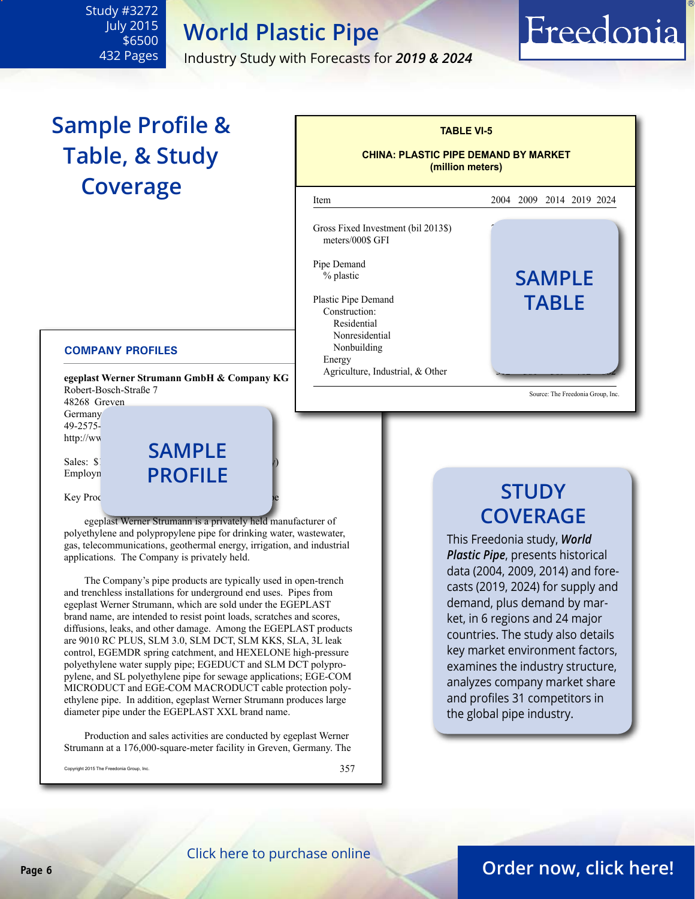Study #3272
July 2015
$6500
432 Pages

# World Plastic Pipe

Industry Study with Forecasts for *2019 & 2024*

## Sample Profile & Table, & Study Coverage

**TABLE VI-5**

**CHINA: PLASTIC PIPE DEMAND BY MARKET**
**(million meters)**

| Item | 2004 | 2009 | 2014 | 2019 | 2024 |
|---|---|---|---|---|---|
| Gross Fixed Investment (bil 2013$) | | | | | |
| meters/000$ GFI | | | | | |
| Pipe Demand | | | | | |
| % plastic | | | | | |
| Plastic Pipe Demand | | | | | |
| Construction: | | | | | |
| Residential | | | | | |
| Nonresidential | | | | | |
| Nonbuilding | | | | | |
| Energy | | | | | |
| Agriculture, Industrial, & Other | | | | | |

SAMPLE TABLE

Source: The Freedonia Group, Inc.

### COMPANY PROFILES

**egeplast Werner Strumann GmbH & Company KG**
Robert-Bosch-Straße 7
48268 Greven
Germany
49-2575-
http://ww

Sales: $
Employn

Key Proc

SAMPLE PROFILE

egeplast Werner Strumann is a privately held manufacturer of polyethylene and polypropylene pipe for drinking water, wastewater, gas, telecommunications, geothermal energy, irrigation, and industrial applications. The Company is privately held.

The Company's pipe products are typically used in open-trench and trenchless installations for underground end uses. Pipes from egeplast Werner Strumann, which are sold under the EGEPLAST brand name, are intended to resist point loads, scratches and scores, diffusions, leaks, and other damage. Among the EGEPLAST products are 9010 RC PLUS, SLM 3.0, SLM DCT, SLM KKS, SLA, 3L leak control, EGEMDR spring catchment, and HEXELONE high-pressure polyethylene water supply pipe; EGEDUCT and SLM DCT polypropylene, and SL polyethylene pipe for sewage applications; EGE-COM MICRODUCT and EGE-COM MACRODUCT cable protection polyethylene pipe. In addition, egeplast Werner Strumann produces large diameter pipe under the EGEPLAST XXL brand name.

Production and sales activities are conducted by egeplast Werner Strumann at a 176,000-square-meter facility in Greven, Germany. The

Copyright 2015 The Freedonia Group, Inc. 357

## STUDY COVERAGE

This Freedonia study, ***World Plastic Pipe***, presents historical data (2004, 2009, 2014) and forecasts (2019, 2024) for supply and demand, plus demand by market, in 6 regions and 24 major countries. The study also details key market environment factors, examines the industry structure, analyzes company market share and profiles 31 competitors in the global pipe industry.

Click here to purchase online

Order now, click here!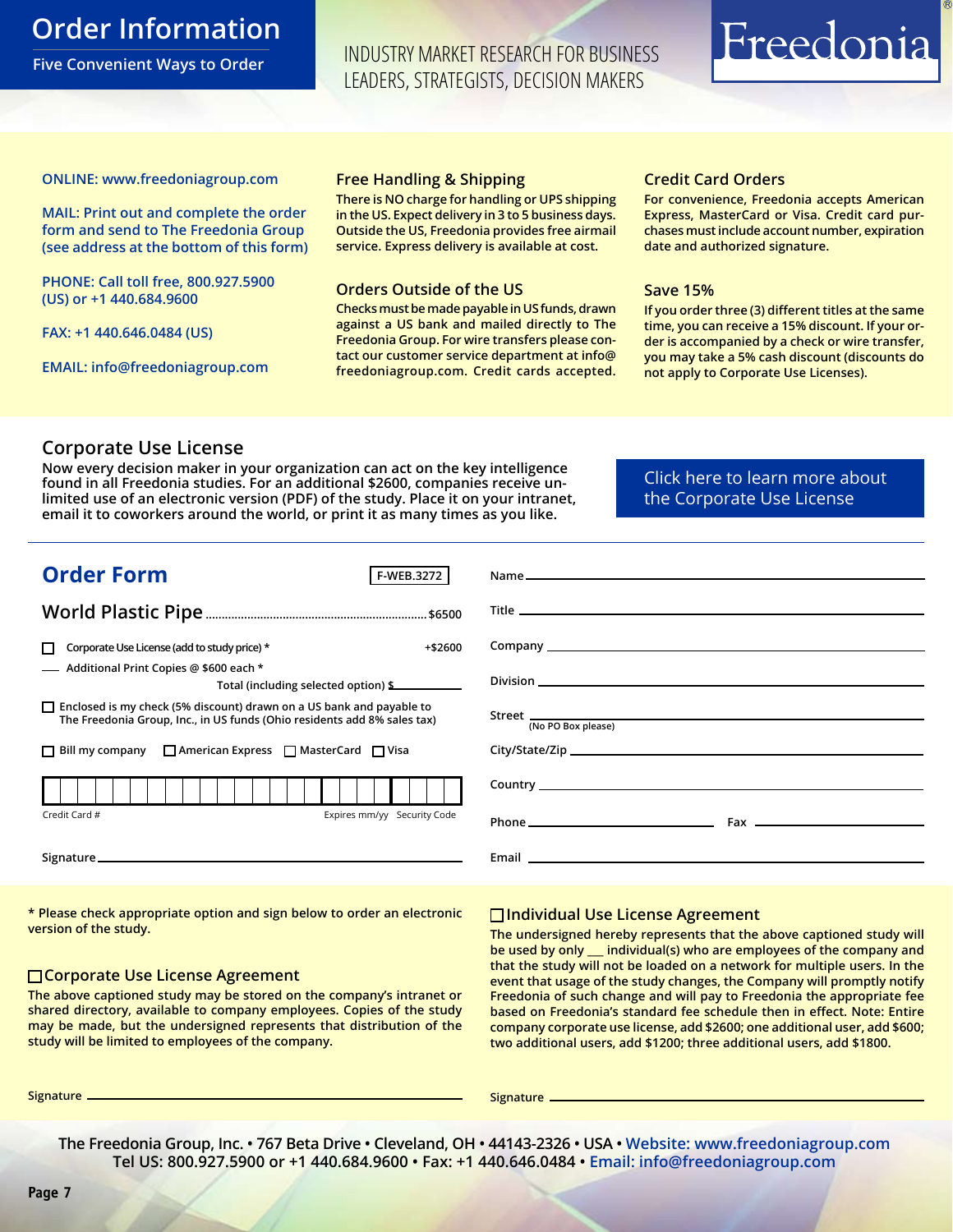# Order Information

Five Convenient Ways to Order

INDUSTRY MARKET RESEARCH FOR BUSINESS LEADERS, STRATEGISTS, DECISION MAKERS

Freedonia®

ONLINE: www.freedoniagroup.com

MAIL: Print out and complete the order form and send to The Freedonia Group (see address at the bottom of this form)

PHONE: Call toll free, 800.927.5900 (US) or +1 440.684.9600

FAX: +1 440.646.0484 (US)

EMAIL: info@freedoniagroup.com

## Free Handling & Shipping

There is NO charge for handling or UPS shipping in the US. Expect delivery in 3 to 5 business days. Outside the US, Freedonia provides free airmail service. Express delivery is available at cost.

## Orders Outside of the US

Checks must be made payable in US funds, drawn against a US bank and mailed directly to The Freedonia Group. For wire transfers please contact our customer service department at info@freedoniagroup.com. Credit cards accepted.

## Credit Card Orders

For convenience, Freedonia accepts American Express, MasterCard or Visa. Credit card purchases must include account number, expiration date and authorized signature.

## Save 15%

If you order three (3) different titles at the same time, you can receive a 15% discount. If your order is accompanied by a check or wire transfer, you may take a 5% cash discount (discounts do not apply to Corporate Use Licenses).

## Corporate Use License

Now every decision maker in your organization can act on the key intelligence found in all Freedonia studies. For an additional $2600, companies receive unlimited use of an electronic version (PDF) of the study. Place it on your intranet, email it to coworkers around the world, or print it as many times as you like.

Click here to learn more about the Corporate Use License

## Order Form

F-WEB.3272

**World Plastic Pipe** .................... $6500

☐ Corporate Use License (add to study price) * +$2600

___ Additional Print Copies @ $600 each *

Total (including selected option) $________

☐ Enclosed is my check (5% discount) drawn on a US bank and payable to The Freedonia Group, Inc., in US funds (Ohio residents add 8% sales tax)

☐ Bill my company ☐ American Express ☐ MasterCard ☐ Visa

Credit Card # ________ Expires mm/yy ________ Security Code ________

Signature ________

Name ________

Title ________

Company ________

Division ________

Street ________ (No PO Box please)

City/State/Zip ________

Country ________

Phone ________ Fax ________

Email ________

\* Please check appropriate option and sign below to order an electronic version of the study.

### ☐ Corporate Use License Agreement

The above captioned study may be stored on the company's intranet or shared directory, available to company employees. Copies of the study may be made, but the undersigned represents that distribution of the study will be limited to employees of the company.

Signature ________

### ☐ Individual Use License Agreement

The undersigned hereby represents that the above captioned study will be used by only ___ individual(s) who are employees of the company and that the study will not be loaded on a network for multiple users. In the event that usage of the study changes, the Company will promptly notify Freedonia of such change and will pay to Freedonia the appropriate fee based on Freedonia's standard fee schedule then in effect. Note: Entire company corporate use license, add $2600; one additional user, add $600; two additional users, add $1200; three additional users, add $1800.

Signature ________

The Freedonia Group, Inc. • 767 Beta Drive • Cleveland, OH • 44143-2326 • USA • Website: www.freedoniagroup.com
Tel US: 800.927.5900 or +1 440.684.9600 • Fax: +1 440.646.0484 • Email: info@freedoniagroup.com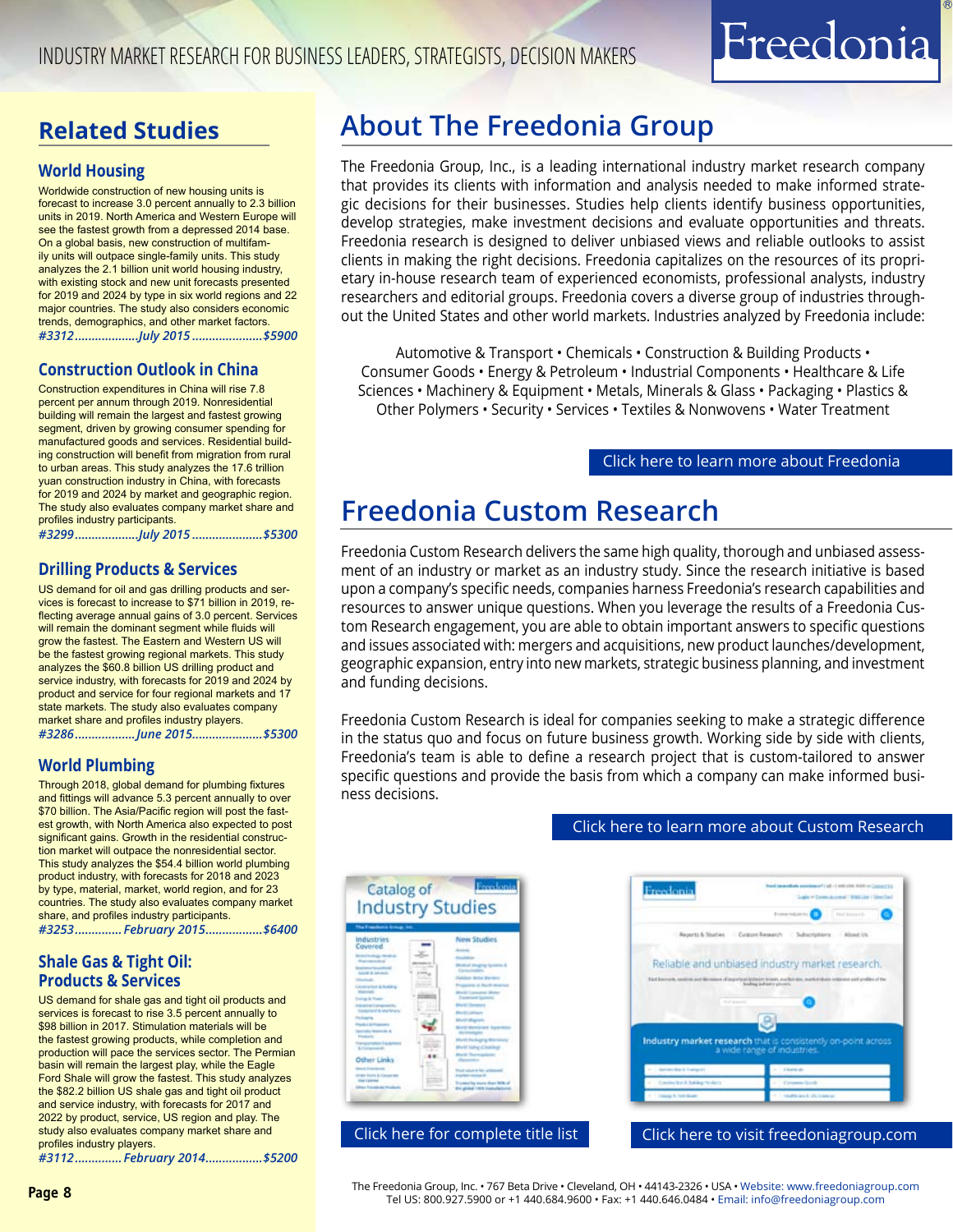INDUSTRY MARKET RESEARCH FOR BUSINESS LEADERS, STRATEGISTS, DECISION MAKERS

## Related Studies

### World Housing

Worldwide construction of new housing units is forecast to increase 3.0 percent annually to 2.3 billion units in 2019. North America and Western Europe will see the fastest growth from a depressed 2014 base. On a global basis, new construction of multifamily units will outpace single-family units. This study analyzes the 2.1 billion unit world housing industry, with existing stock and new unit forecasts presented for 2019 and 2024 by type in six world regions and 22 major countries. The study also considers economic trends, demographics, and other market factors.

*#3312..................July 2015.....................$5900*

### Construction Outlook in China

Construction expenditures in China will rise 7.8 percent per annum through 2019. Nonresidential building will remain the largest and fastest growing segment, driven by growing consumer spending for manufactured goods and services. Residential building construction will benefit from migration from rural to urban areas. This study analyzes the 17.6 trillion yuan construction industry in China, with forecasts for 2019 and 2024 by market and geographic region. The study also evaluates company market share and profiles industry participants.

*#3299..................July 2015.....................$5300*

### Drilling Products & Services

US demand for oil and gas drilling products and services is forecast to increase to $71 billion in 2019, reflecting average annual gains of 3.0 percent. Services will remain the dominant segment while fluids will grow the fastest. The Eastern and Western US will be the fastest growing regional markets. This study analyzes the $60.8 billion US drilling product and service industry, with forecasts for 2019 and 2024 by product and service for four regional markets and 17 state markets. The study also evaluates company market share and profiles industry players.

*#3286..................June 2015.....................$5300*

### World Plumbing

Through 2018, global demand for plumbing fixtures and fittings will advance 5.3 percent annually to over $70 billion. The Asia/Pacific region will post the fastest growth, with North America also expected to post significant gains. Growth in the residential construction market will outpace the nonresidential sector. This study analyzes the $54.4 billion world plumbing product industry, with forecasts for 2018 and 2023 by type, material, market, world region, and for 23 countries. The study also evaluates company market share, and profiles industry participants.

*#3253.............February 2015.................$6400*

### Shale Gas & Tight Oil: Products & Services

US demand for shale gas and tight oil products and services is forecast to rise 3.5 percent annually to $98 billion in 2017. Stimulation materials will be the fastest growing products, while completion and production will pace the services sector. The Permian basin will remain the largest play, while the Eagle Ford Shale will grow the fastest. This study analyzes the $82.2 billion US shale gas and tight oil product and service industry, with forecasts for 2017 and 2022 by product, service, US region and play. The study also evaluates company market share and profiles industry players.

*#3112.............February 2014.................$5200*

## About The Freedonia Group

The Freedonia Group, Inc., is a leading international industry market research company that provides its clients with information and analysis needed to make informed strategic decisions for their businesses. Studies help clients identify business opportunities, develop strategies, make investment decisions and evaluate opportunities and threats. Freedonia research is designed to deliver unbiased views and reliable outlooks to assist clients in making the right decisions. Freedonia capitalizes on the resources of its proprietary in-house research team of experienced economists, professional analysts, industry researchers and editorial groups. Freedonia covers a diverse group of industries throughout the United States and other world markets. Industries analyzed by Freedonia include:

Automotive & Transport • Chemicals • Construction & Building Products • Consumer Goods • Energy & Petroleum • Industrial Components • Healthcare & Life Sciences • Machinery & Equipment • Metals, Minerals & Glass • Packaging • Plastics & Other Polymers • Security • Services • Textiles & Nonwovens • Water Treatment

Click here to learn more about Freedonia

## Freedonia Custom Research

Freedonia Custom Research delivers the same high quality, thorough and unbiased assessment of an industry or market as an industry study. Since the research initiative is based upon a company's specific needs, companies harness Freedonia's research capabilities and resources to answer unique questions. When you leverage the results of a Freedonia Custom Research engagement, you are able to obtain important answers to specific questions and issues associated with: mergers and acquisitions, new product launches/development, geographic expansion, entry into new markets, strategic business planning, and investment and funding decisions.

Freedonia Custom Research is ideal for companies seeking to make a strategic difference in the status quo and focus on future business growth. Working side by side with clients, Freedonia's team is able to define a research project that is custom-tailored to answer specific questions and provide the basis from which a company can make informed business decisions.

Click here to learn more about Custom Research

Click here for complete title list

Click here to visit freedoniagroup.com

The Freedonia Group, Inc. • 767 Beta Drive • Cleveland, OH • 44143-2326 • USA • Website: www.freedoniagroup.com
Tel US: 800.927.5900 or +1 440.684.9600 • Fax: +1 440.646.0484 • Email: info@freedoniagroup.com